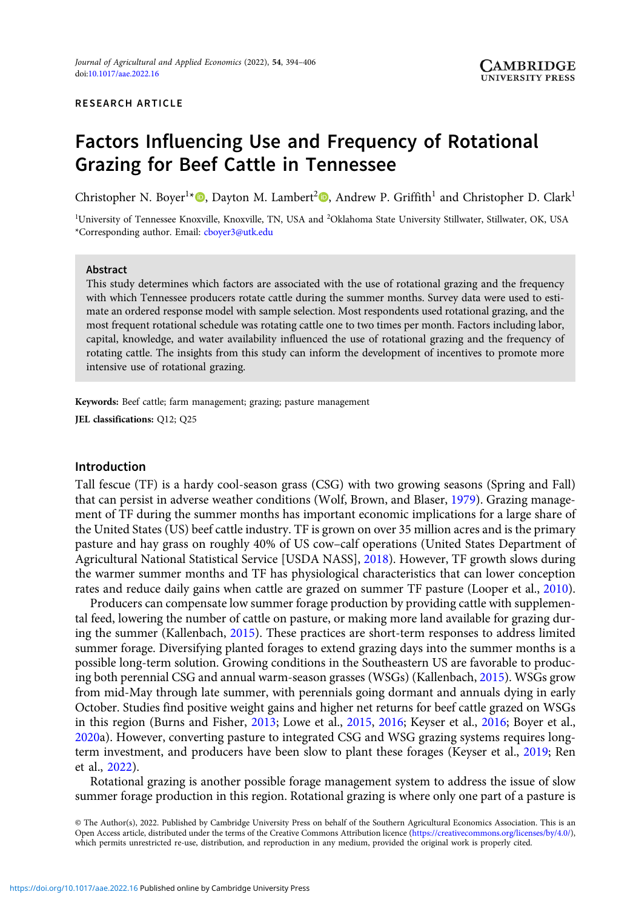RESEARCH ARTICLE

# Factors Influencing Use and Frequency of Rotational Grazing for Beef Cattle in Tennessee

Christopher N. Boyer[1]*, Dayton M. Lambert[2], Andrew P. Griffith[1] and Christopher D. Clark[1]

[1]University of Tennessee Knoxville, Knoxville, TN, USA and [2]Oklahoma State University Stillwater, Stillwater, OK, USA
*Corresponding author. Email: cboyer3@utk.edu

## Abstract

This study determines which factors are associated with the use of rotational grazing and the frequency with which Tennessee producers rotate cattle during the summer months. Survey data were used to estimate an ordered response model with sample selection. Most respondents used rotational grazing, and the most frequent rotational schedule was rotating cattle one to two times per month. Factors including labor, capital, knowledge, and water availability influenced the use of rotational grazing and the frequency of rotating cattle. The insights from this study can inform the development of incentives to promote more intensive use of rotational grazing.

**Keywords:** Beef cattle; farm management; grazing; pasture management

**JEL classifications:** Q12; Q25

## Introduction

Tall fescue (TF) is a hardy cool-season grass (CSG) with two growing seasons (Spring and Fall) that can persist in adverse weather conditions (Wolf, Brown, and Blaser, 1979). Grazing management of TF during the summer months has important economic implications for a large share of the United States (US) beef cattle industry. TF is grown on over 35 million acres and is the primary pasture and hay grass on roughly 40% of US cow–calf operations (United States Department of Agricultural National Statistical Service [USDA NASS], 2018). However, TF growth slows during the warmer summer months and TF has physiological characteristics that can lower conception rates and reduce daily gains when cattle are grazed on summer TF pasture (Looper et al., 2010).

Producers can compensate low summer forage production by providing cattle with supplemental feed, lowering the number of cattle on pasture, or making more land available for grazing during the summer (Kallenbach, 2015). These practices are short-term responses to address limited summer forage. Diversifying planted forages to extend grazing days into the summer months is a possible long-term solution. Growing conditions in the Southeastern US are favorable to producing both perennial CSG and annual warm-season grasses (WSGs) (Kallenbach, 2015). WSGs grow from mid-May through late summer, with perennials going dormant and annuals dying in early October. Studies find positive weight gains and higher net returns for beef cattle grazed on WSGs in this region (Burns and Fisher, 2013; Lowe et al., 2015, 2016; Keyser et al., 2016; Boyer et al., 2020a). However, converting pasture to integrated CSG and WSG grazing systems requires long-term investment, and producers have been slow to plant these forages (Keyser et al., 2019; Ren et al., 2022).

Rotational grazing is another possible forage management system to address the issue of slow summer forage production in this region. Rotational grazing is where only one part of a pasture is

© The Author(s), 2022. Published by Cambridge University Press on behalf of the Southern Agricultural Economics Association. This is an Open Access article, distributed under the terms of the Creative Commons Attribution licence (https://creativecommons.org/licenses/by/4.0/), which permits unrestricted re-use, distribution, and reproduction in any medium, provided the original work is properly cited.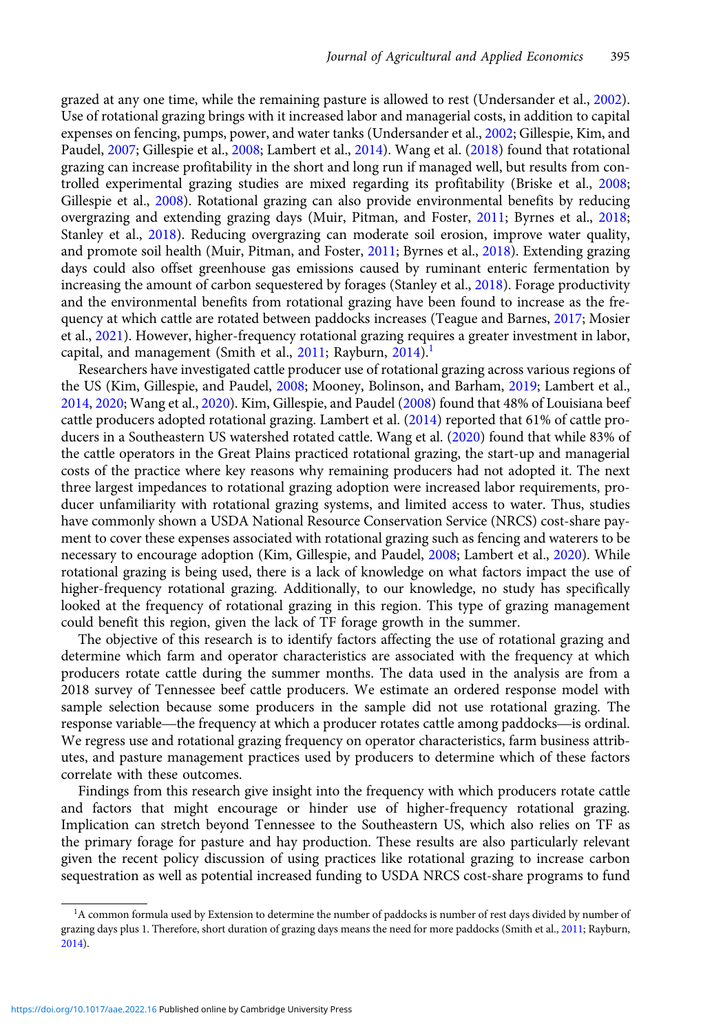grazed at any one time, while the remaining pasture is allowed to rest (Undersander et al., 2002). Use of rotational grazing brings with it increased labor and managerial costs, in addition to capital expenses on fencing, pumps, power, and water tanks (Undersander et al., 2002; Gillespie, Kim, and Paudel, 2007; Gillespie et al., 2008; Lambert et al., 2014). Wang et al. (2018) found that rotational grazing can increase profitability in the short and long run if managed well, but results from controlled experimental grazing studies are mixed regarding its profitability (Briske et al., 2008; Gillespie et al., 2008). Rotational grazing can also provide environmental benefits by reducing overgrazing and extending grazing days (Muir, Pitman, and Foster, 2011; Byrnes et al., 2018; Stanley et al., 2018). Reducing overgrazing can moderate soil erosion, improve water quality, and promote soil health (Muir, Pitman, and Foster, 2011; Byrnes et al., 2018). Extending grazing days could also offset greenhouse gas emissions caused by ruminant enteric fermentation by increasing the amount of carbon sequestered by forages (Stanley et al., 2018). Forage productivity and the environmental benefits from rotational grazing have been found to increase as the frequency at which cattle are rotated between paddocks increases (Teague and Barnes, 2017; Mosier et al., 2021). However, higher-frequency rotational grazing requires a greater investment in labor, capital, and management (Smith et al., 2011; Rayburn, 2014).[1]

Researchers have investigated cattle producer use of rotational grazing across various regions of the US (Kim, Gillespie, and Paudel, 2008; Mooney, Bolinson, and Barham, 2019; Lambert et al., 2014, 2020; Wang et al., 2020). Kim, Gillespie, and Paudel (2008) found that 48% of Louisiana beef cattle producers adopted rotational grazing. Lambert et al. (2014) reported that 61% of cattle producers in a Southeastern US watershed rotated cattle. Wang et al. (2020) found that while 83% of the cattle operators in the Great Plains practiced rotational grazing, the start-up and managerial costs of the practice where key reasons why remaining producers had not adopted it. The next three largest impedances to rotational grazing adoption were increased labor requirements, producer unfamiliarity with rotational grazing systems, and limited access to water. Thus, studies have commonly shown a USDA National Resource Conservation Service (NRCS) cost-share payment to cover these expenses associated with rotational grazing such as fencing and waterers to be necessary to encourage adoption (Kim, Gillespie, and Paudel, 2008; Lambert et al., 2020). While rotational grazing is being used, there is a lack of knowledge on what factors impact the use of higher-frequency rotational grazing. Additionally, to our knowledge, no study has specifically looked at the frequency of rotational grazing in this region. This type of grazing management could benefit this region, given the lack of TF forage growth in the summer.

The objective of this research is to identify factors affecting the use of rotational grazing and determine which farm and operator characteristics are associated with the frequency at which producers rotate cattle during the summer months. The data used in the analysis are from a 2018 survey of Tennessee beef cattle producers. We estimate an ordered response model with sample selection because some producers in the sample did not use rotational grazing. The response variable—the frequency at which a producer rotates cattle among paddocks—is ordinal. We regress use and rotational grazing frequency on operator characteristics, farm business attributes, and pasture management practices used by producers to determine which of these factors correlate with these outcomes.

Findings from this research give insight into the frequency with which producers rotate cattle and factors that might encourage or hinder use of higher-frequency rotational grazing. Implication can stretch beyond Tennessee to the Southeastern US, which also relies on TF as the primary forage for pasture and hay production. These results are also particularly relevant given the recent policy discussion of using practices like rotational grazing to increase carbon sequestration as well as potential increased funding to USDA NRCS cost-share programs to fund

[1]A common formula used by Extension to determine the number of paddocks is number of rest days divided by number of grazing days plus 1. Therefore, short duration of grazing days means the need for more paddocks (Smith et al., 2011; Rayburn, 2014).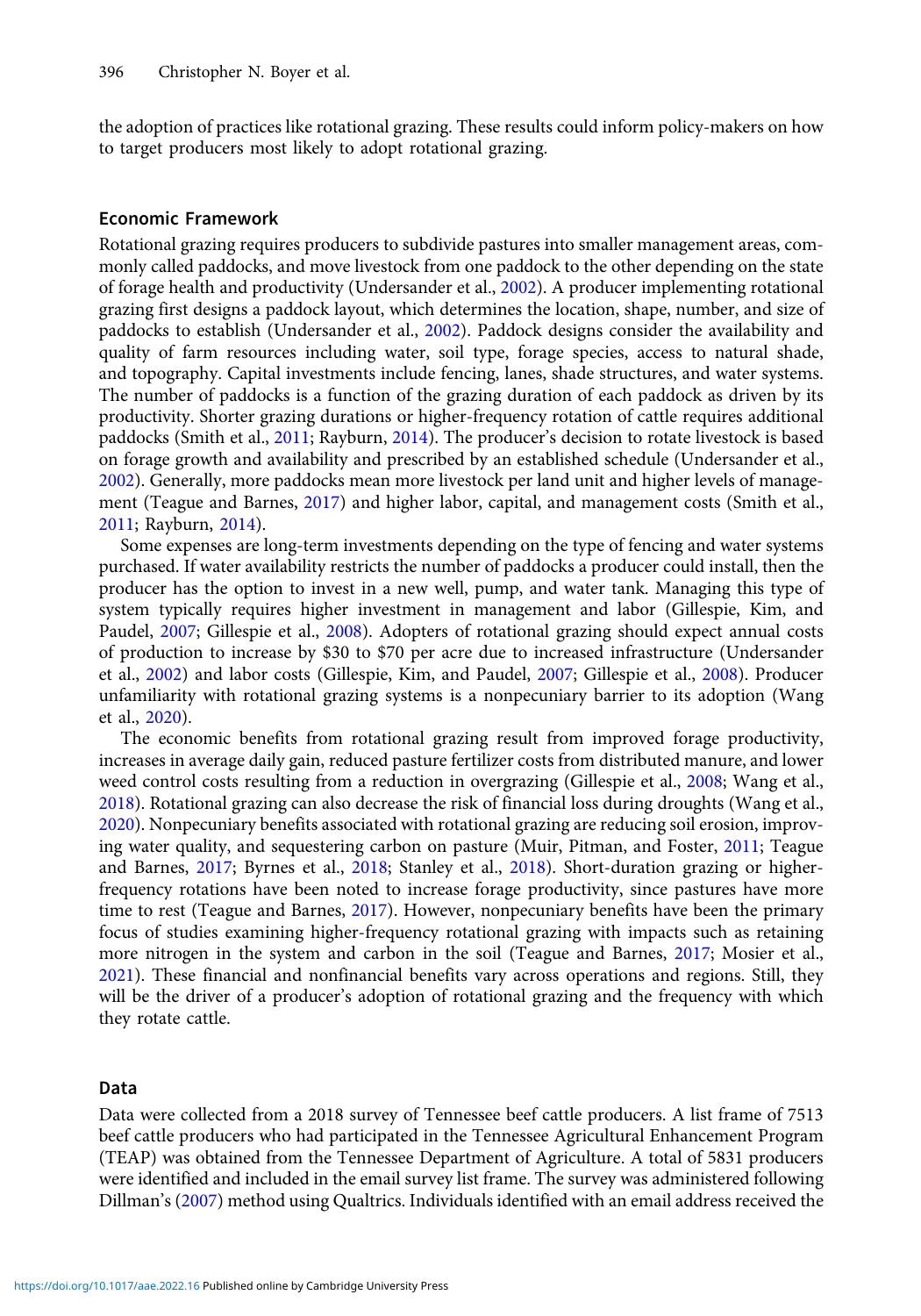the adoption of practices like rotational grazing. These results could inform policy-makers on how to target producers most likely to adopt rotational grazing.

## Economic Framework

Rotational grazing requires producers to subdivide pastures into smaller management areas, commonly called paddocks, and move livestock from one paddock to the other depending on the state of forage health and productivity (Undersander et al., 2002). A producer implementing rotational grazing first designs a paddock layout, which determines the location, shape, number, and size of paddocks to establish (Undersander et al., 2002). Paddock designs consider the availability and quality of farm resources including water, soil type, forage species, access to natural shade, and topography. Capital investments include fencing, lanes, shade structures, and water systems. The number of paddocks is a function of the grazing duration of each paddock as driven by its productivity. Shorter grazing durations or higher-frequency rotation of cattle requires additional paddocks (Smith et al., 2011; Rayburn, 2014). The producer's decision to rotate livestock is based on forage growth and availability and prescribed by an established schedule (Undersander et al., 2002). Generally, more paddocks mean more livestock per land unit and higher levels of management (Teague and Barnes, 2017) and higher labor, capital, and management costs (Smith et al., 2011; Rayburn, 2014).

Some expenses are long-term investments depending on the type of fencing and water systems purchased. If water availability restricts the number of paddocks a producer could install, then the producer has the option to invest in a new well, pump, and water tank. Managing this type of system typically requires higher investment in management and labor (Gillespie, Kim, and Paudel, 2007; Gillespie et al., 2008). Adopters of rotational grazing should expect annual costs of production to increase by $30 to $70 per acre due to increased infrastructure (Undersander et al., 2002) and labor costs (Gillespie, Kim, and Paudel, 2007; Gillespie et al., 2008). Producer unfamiliarity with rotational grazing systems is a nonpecuniary barrier to its adoption (Wang et al., 2020).

The economic benefits from rotational grazing result from improved forage productivity, increases in average daily gain, reduced pasture fertilizer costs from distributed manure, and lower weed control costs resulting from a reduction in overgrazing (Gillespie et al., 2008; Wang et al., 2018). Rotational grazing can also decrease the risk of financial loss during droughts (Wang et al., 2020). Nonpecuniary benefits associated with rotational grazing are reducing soil erosion, improving water quality, and sequestering carbon on pasture (Muir, Pitman, and Foster, 2011; Teague and Barnes, 2017; Byrnes et al., 2018; Stanley et al., 2018). Short-duration grazing or higher-frequency rotations have been noted to increase forage productivity, since pastures have more time to rest (Teague and Barnes, 2017). However, nonpecuniary benefits have been the primary focus of studies examining higher-frequency rotational grazing with impacts such as retaining more nitrogen in the system and carbon in the soil (Teague and Barnes, 2017; Mosier et al., 2021). These financial and nonfinancial benefits vary across operations and regions. Still, they will be the driver of a producer's adoption of rotational grazing and the frequency with which they rotate cattle.

## Data

Data were collected from a 2018 survey of Tennessee beef cattle producers. A list frame of 7513 beef cattle producers who had participated in the Tennessee Agricultural Enhancement Program (TEAP) was obtained from the Tennessee Department of Agriculture. A total of 5831 producers were identified and included in the email survey list frame. The survey was administered following Dillman's (2007) method using Qualtrics. Individuals identified with an email address received the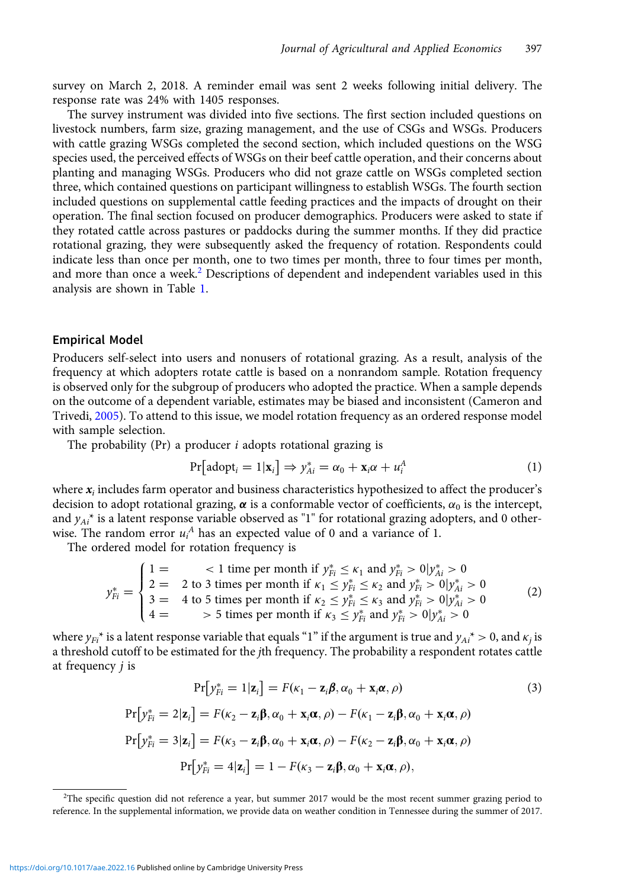survey on March 2, 2018. A reminder email was sent 2 weeks following initial delivery. The response rate was 24% with 1405 responses.

The survey instrument was divided into five sections. The first section included questions on livestock numbers, farm size, grazing management, and the use of CSGs and WSGs. Producers with cattle grazing WSGs completed the second section, which included questions on the WSG species used, the perceived effects of WSGs on their beef cattle operation, and their concerns about planting and managing WSGs. Producers who did not graze cattle on WSGs completed section three, which contained questions on participant willingness to establish WSGs. The fourth section included questions on supplemental cattle feeding practices and the impacts of drought on their operation. The final section focused on producer demographics. Producers were asked to state if they rotated cattle across pastures or paddocks during the summer months. If they did practice rotational grazing, they were subsequently asked the frequency of rotation. Respondents could indicate less than once per month, one to two times per month, three to four times per month, and more than once a week.[2] Descriptions of dependent and independent variables used in this analysis are shown in Table 1.

## Empirical Model

Producers self-select into users and nonusers of rotational grazing. As a result, analysis of the frequency at which adopters rotate cattle is based on a nonrandom sample. Rotation frequency is observed only for the subgroup of producers who adopted the practice. When a sample depends on the outcome of a dependent variable, estimates may be biased and inconsistent (Cameron and Trivedi, 2005). To attend to this issue, we model rotation frequency as an ordered response model with sample selection.

The probability (Pr) a producer $i$ adopts rotational grazing is

$$\Pr\left[\text{adopt}_i = 1|\mathbf{x}_i\right] \Rightarrow y_{Ai}^* = \alpha_0 + \mathbf{x}_i\alpha + u_i^A \tag{1}$$

where $\mathbf{x}_i$ includes farm operator and business characteristics hypothesized to affect the producer's decision to adopt rotational grazing, $\boldsymbol{\alpha}$ is a conformable vector of coefficients, $\alpha_0$ is the intercept, and $y_{Ai}^*$ is a latent response variable observed as "1" for rotational grazing adopters, and 0 otherwise. The random error $u_i^A$ has an expected value of 0 and a variance of 1.

The ordered model for rotation frequency is

$$y_{Fi}^* = \begin{cases} 1 = & < 1 \text{ time per month if } y_{Fi}^* \leq \kappa_1 \text{ and } y_{Fi}^* > 0 | y_{Ai}^* > 0 \\ 2 = & 2 \text{ to } 3 \text{ times per month if } \kappa_1 \leq y_{Fi}^* \leq \kappa_2 \text{ and } y_{Fi}^* > 0 | y_{Ai}^* > 0 \\ 3 = & 4 \text{ to } 5 \text{ times per month if } \kappa_2 \leq y_{Fi}^* \leq \kappa_3 \text{ and } y_{Fi}^* > 0 | y_{Ai}^* > 0 \\ 4 = & > 5 \text{ times per month if } \kappa_3 \leq y_{Fi}^* \text{ and } y_{Fi}^* > 0 | y_{Ai}^* > 0 \end{cases} \tag{2}$$

where $y_{Fi}^*$ is a latent response variable that equals "1" if the argument is true and $y_{Ai}^* > 0$, and $\kappa_j$ is a threshold cutoff to be estimated for the $j$th frequency. The probability a respondent rotates cattle at frequency $j$ is

$$\Pr\left[y_{Fi}^* = 1|\mathbf{z}_i\right] = F(\kappa_1 - \mathbf{z}_i\boldsymbol{\beta}, \alpha_0 + \mathbf{x}_i\boldsymbol{\alpha}, \rho) \tag{3}$$

$$\Pr\left[y_{Fi}^* = 2|\mathbf{z}_i\right] = F(\kappa_2 - \mathbf{z}_i\boldsymbol{\beta}, \alpha_0 + \mathbf{x}_i\boldsymbol{\alpha}, \rho) - F(\kappa_1 - \mathbf{z}_i\boldsymbol{\beta}, \alpha_0 + \mathbf{x}_i\boldsymbol{\alpha}, \rho)$$

$$\Pr\left[y_{Fi}^* = 3|\mathbf{z}_i\right] = F(\kappa_3 - \mathbf{z}_i\boldsymbol{\beta}, \alpha_0 + \mathbf{x}_i\boldsymbol{\alpha}, \rho) - F(\kappa_2 - \mathbf{z}_i\boldsymbol{\beta}, \alpha_0 + \mathbf{x}_i\boldsymbol{\alpha}, \rho)$$

$$\Pr\left[y_{Fi}^* = 4|\mathbf{z}_i\right] = 1 - F(\kappa_3 - \mathbf{z}_i\boldsymbol{\beta}, \alpha_0 + \mathbf{x}_i\boldsymbol{\alpha}, \rho),$$

[2]The specific question did not reference a year, but summer 2017 would be the most recent summer grazing period to reference. In the supplemental information, we provide data on weather condition in Tennessee during the summer of 2017.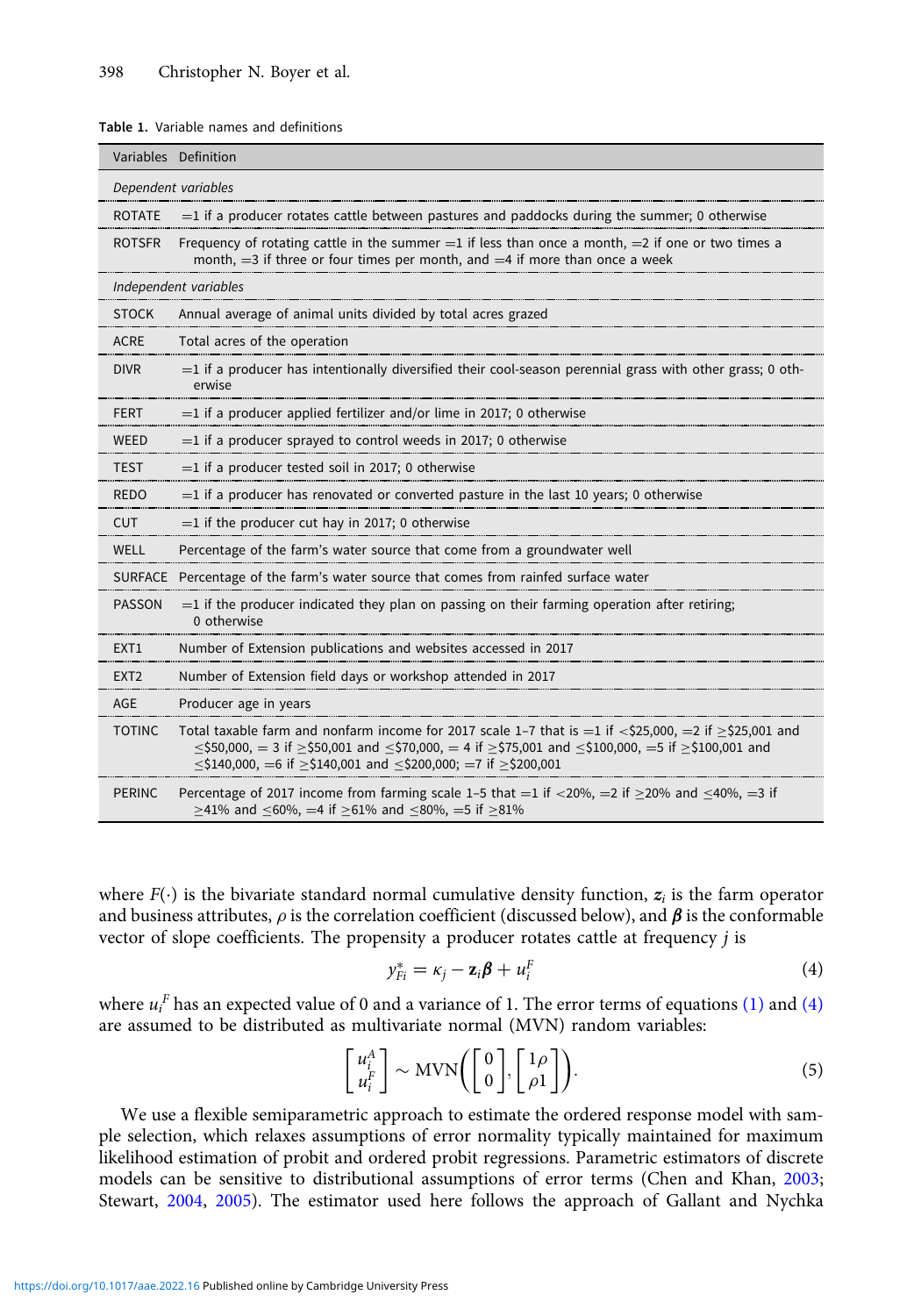**Table 1.** Variable names and definitions

| Variables | Definition |
|---|---|
| *Dependent variables* | |
| ROTATE | =1 if a producer rotates cattle between pastures and paddocks during the summer; 0 otherwise |
| ROTSFR | Frequency of rotating cattle in the summer =1 if less than once a month, =2 if one or two times a month, =3 if three or four times per month, and =4 if more than once a week |
| *Independent variables* | |
| STOCK | Annual average of animal units divided by total acres grazed |
| ACRE | Total acres of the operation |
| DIVR | =1 if a producer has intentionally diversified their cool-season perennial grass with other grass; 0 otherwise |
| FERT | =1 if a producer applied fertilizer and/or lime in 2017; 0 otherwise |
| WEED | =1 if a producer sprayed to control weeds in 2017; 0 otherwise |
| TEST | =1 if a producer tested soil in 2017; 0 otherwise |
| REDO | =1 if a producer has renovated or converted pasture in the last 10 years; 0 otherwise |
| CUT | =1 if the producer cut hay in 2017; 0 otherwise |
| WELL | Percentage of the farm's water source that come from a groundwater well |
| SURFACE | Percentage of the farm's water source that comes from rainfed surface water |
| PASSON | =1 if the producer indicated they plan on passing on their farming operation after retiring; 0 otherwise |
| EXT1 | Number of Extension publications and websites accessed in 2017 |
| EXT2 | Number of Extension field days or workshop attended in 2017 |
| AGE | Producer age in years |
| TOTINC | Total taxable farm and nonfarm income for 2017 scale 1–7 that is =1 if <\$25,000, =2 if ≥\$25,001 and ≤\$50,000, = 3 if ≥\$50,001 and ≤\$70,000, = 4 if ≥\$75,001 and ≤\$100,000, =5 if ≥\$100,001 and ≤\$140,000, =6 if ≥\$140,001 and ≤\$200,000; =7 if ≥\$200,001 |
| PERINC | Percentage of 2017 income from farming scale 1–5 that =1 if <20%, =2 if ≥20% and ≤40%, =3 if ≥41% and ≤60%, =4 if ≥61% and ≤80%, =5 if ≥81% |

where $F(\cdot)$ is the bivariate standard normal cumulative density function, $z_i$ is the farm operator and business attributes, $\rho$ is the correlation coefficient (discussed below), and $\boldsymbol{\beta}$ is the conformable vector of slope coefficients. The propensity a producer rotates cattle at frequency $j$ is

$$y^{*}_{Fi} = \kappa_j - \mathbf{z}_i\boldsymbol{\beta} + u_i^F \tag{4}$$

where $u_i^F$ has an expected value of 0 and a variance of 1. The error terms of equations (1) and (4) are assumed to be distributed as multivariate normal (MVN) random variables:

$$\begin{bmatrix} u_i^A \\ u_i^F \end{bmatrix} \sim \text{MVN}\left(\begin{bmatrix} 0 \\ 0 \end{bmatrix}, \begin{bmatrix} 1\rho \\ \rho 1 \end{bmatrix}\right). \tag{5}$$

We use a flexible semiparametric approach to estimate the ordered response model with sample selection, which relaxes assumptions of error normality typically maintained for maximum likelihood estimation of probit and ordered probit regressions. Parametric estimators of discrete models can be sensitive to distributional assumptions of error terms (Chen and Khan, 2003; Stewart, 2004, 2005). The estimator used here follows the approach of Gallant and Nychka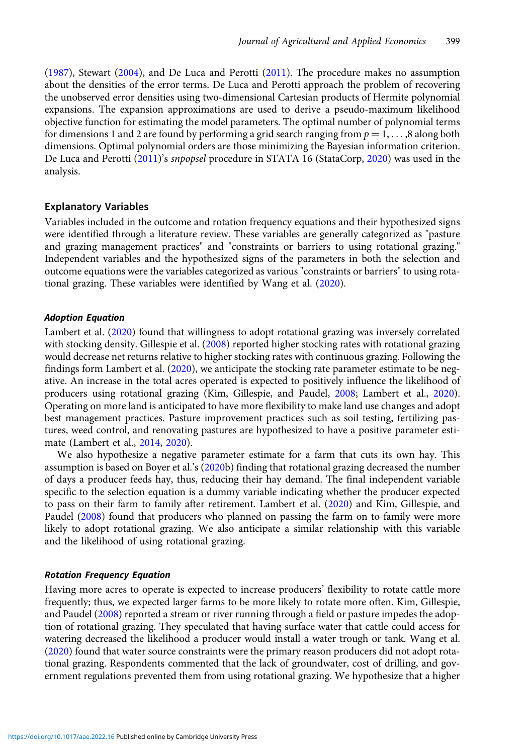(1987), Stewart (2004), and De Luca and Perotti (2011). The procedure makes no assumption about the densities of the error terms. De Luca and Perotti approach the problem of recovering the unobserved error densities using two-dimensional Cartesian products of Hermite polynomial expansions. The expansion approximations are used to derive a pseudo-maximum likelihood objective function for estimating the model parameters. The optimal number of polynomial terms for dimensions 1 and 2 are found by performing a grid search ranging from $p = 1, \ldots, 8$ along both dimensions. Optimal polynomial orders are those minimizing the Bayesian information criterion. De Luca and Perotti (2011)'s *snpopsel* procedure in STATA 16 (StataCorp, 2020) was used in the analysis.

## Explanatory Variables

Variables included in the outcome and rotation frequency equations and their hypothesized signs were identified through a literature review. These variables are generally categorized as "pasture and grazing management practices" and "constraints or barriers to using rotational grazing." Independent variables and the hypothesized signs of the parameters in both the selection and outcome equations were the variables categorized as various "constraints or barriers" to using rotational grazing. These variables were identified by Wang et al. (2020).

### *Adoption Equation*

Lambert et al. (2020) found that willingness to adopt rotational grazing was inversely correlated with stocking density. Gillespie et al. (2008) reported higher stocking rates with rotational grazing would decrease net returns relative to higher stocking rates with continuous grazing. Following the findings form Lambert et al. (2020), we anticipate the stocking rate parameter estimate to be negative. An increase in the total acres operated is expected to positively influence the likelihood of producers using rotational grazing (Kim, Gillespie, and Paudel, 2008; Lambert et al., 2020). Operating on more land is anticipated to have more flexibility to make land use changes and adopt best management practices. Pasture improvement practices such as soil testing, fertilizing pastures, weed control, and renovating pastures are hypothesized to have a positive parameter estimate (Lambert et al., 2014, 2020).

We also hypothesize a negative parameter estimate for a farm that cuts its own hay. This assumption is based on Boyer et al.'s (2020b) finding that rotational grazing decreased the number of days a producer feeds hay, thus, reducing their hay demand. The final independent variable specific to the selection equation is a dummy variable indicating whether the producer expected to pass on their farm to family after retirement. Lambert et al. (2020) and Kim, Gillespie, and Paudel (2008) found that producers who planned on passing the farm on to family were more likely to adopt rotational grazing. We also anticipate a similar relationship with this variable and the likelihood of using rotational grazing.

### *Rotation Frequency Equation*

Having more acres to operate is expected to increase producers' flexibility to rotate cattle more frequently; thus, we expected larger farms to be more likely to rotate more often. Kim, Gillespie, and Paudel (2008) reported a stream or river running through a field or pasture impedes the adoption of rotational grazing. They speculated that having surface water that cattle could access for watering decreased the likelihood a producer would install a water trough or tank. Wang et al. (2020) found that water source constraints were the primary reason producers did not adopt rotational grazing. Respondents commented that the lack of groundwater, cost of drilling, and government regulations prevented them from using rotational grazing. We hypothesize that a higher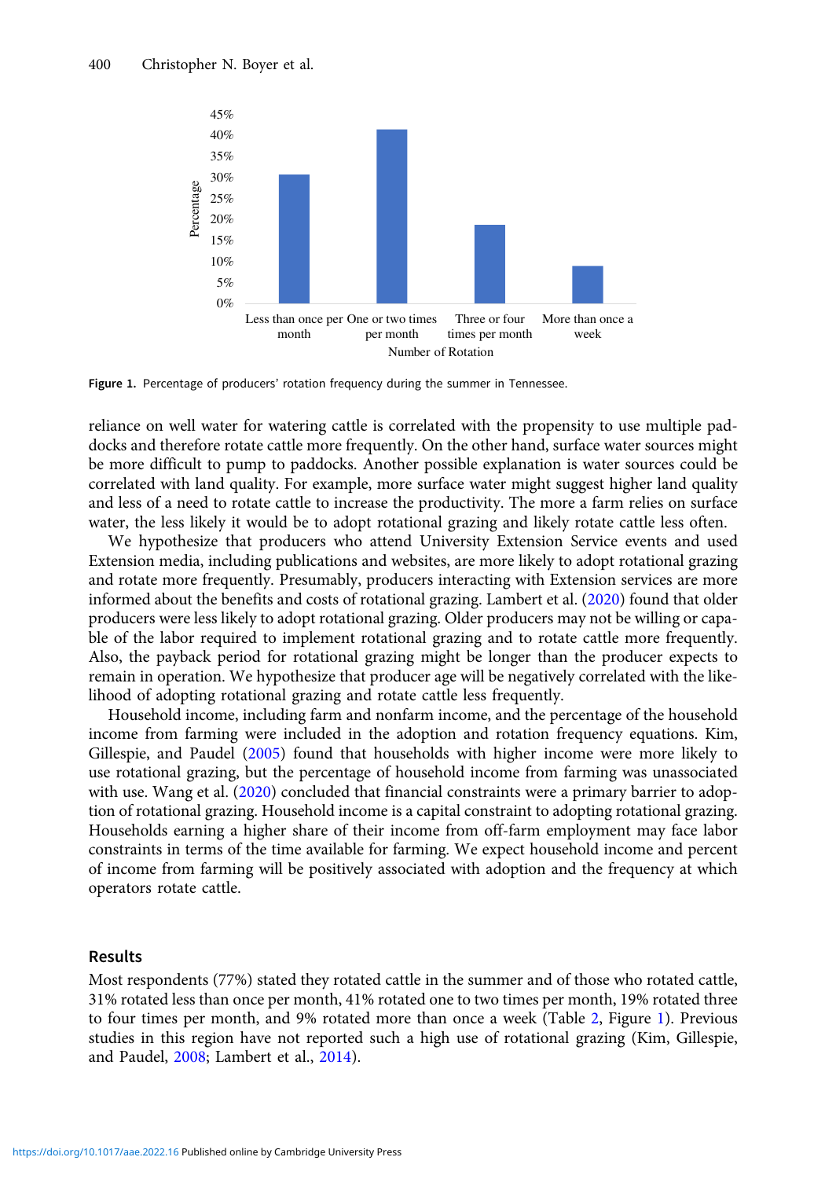Figure 1. Percentage of producers' rotation frequency during the summer in Tennessee.

reliance on well water for watering cattle is correlated with the propensity to use multiple paddocks and therefore rotate cattle more frequently. On the other hand, surface water sources might be more difficult to pump to paddocks. Another possible explanation is water sources could be correlated with land quality. For example, more surface water might suggest higher land quality and less of a need to rotate cattle to increase the productivity. The more a farm relies on surface water, the less likely it would be to adopt rotational grazing and likely rotate cattle less often.

We hypothesize that producers who attend University Extension Service events and used Extension media, including publications and websites, are more likely to adopt rotational grazing and rotate more frequently. Presumably, producers interacting with Extension services are more informed about the benefits and costs of rotational grazing. Lambert et al. (2020) found that older producers were less likely to adopt rotational grazing. Older producers may not be willing or capable of the labor required to implement rotational grazing and to rotate cattle more frequently. Also, the payback period for rotational grazing might be longer than the producer expects to remain in operation. We hypothesize that producer age will be negatively correlated with the likelihood of adopting rotational grazing and rotate cattle less frequently.

Household income, including farm and nonfarm income, and the percentage of the household income from farming were included in the adoption and rotation frequency equations. Kim, Gillespie, and Paudel (2005) found that households with higher income were more likely to use rotational grazing, but the percentage of household income from farming was unassociated with use. Wang et al. (2020) concluded that financial constraints were a primary barrier to adoption of rotational grazing. Household income is a capital constraint to adopting rotational grazing. Households earning a higher share of their income from off-farm employment may face labor constraints in terms of the time available for farming. We expect household income and percent of income from farming will be positively associated with adoption and the frequency at which operators rotate cattle.

## Results

Most respondents (77%) stated they rotated cattle in the summer and of those who rotated cattle, 31% rotated less than once per month, 41% rotated one to two times per month, 19% rotated three to four times per month, and 9% rotated more than once a week (Table 2, Figure 1). Previous studies in this region have not reported such a high use of rotational grazing (Kim, Gillespie, and Paudel, 2008; Lambert et al., 2014).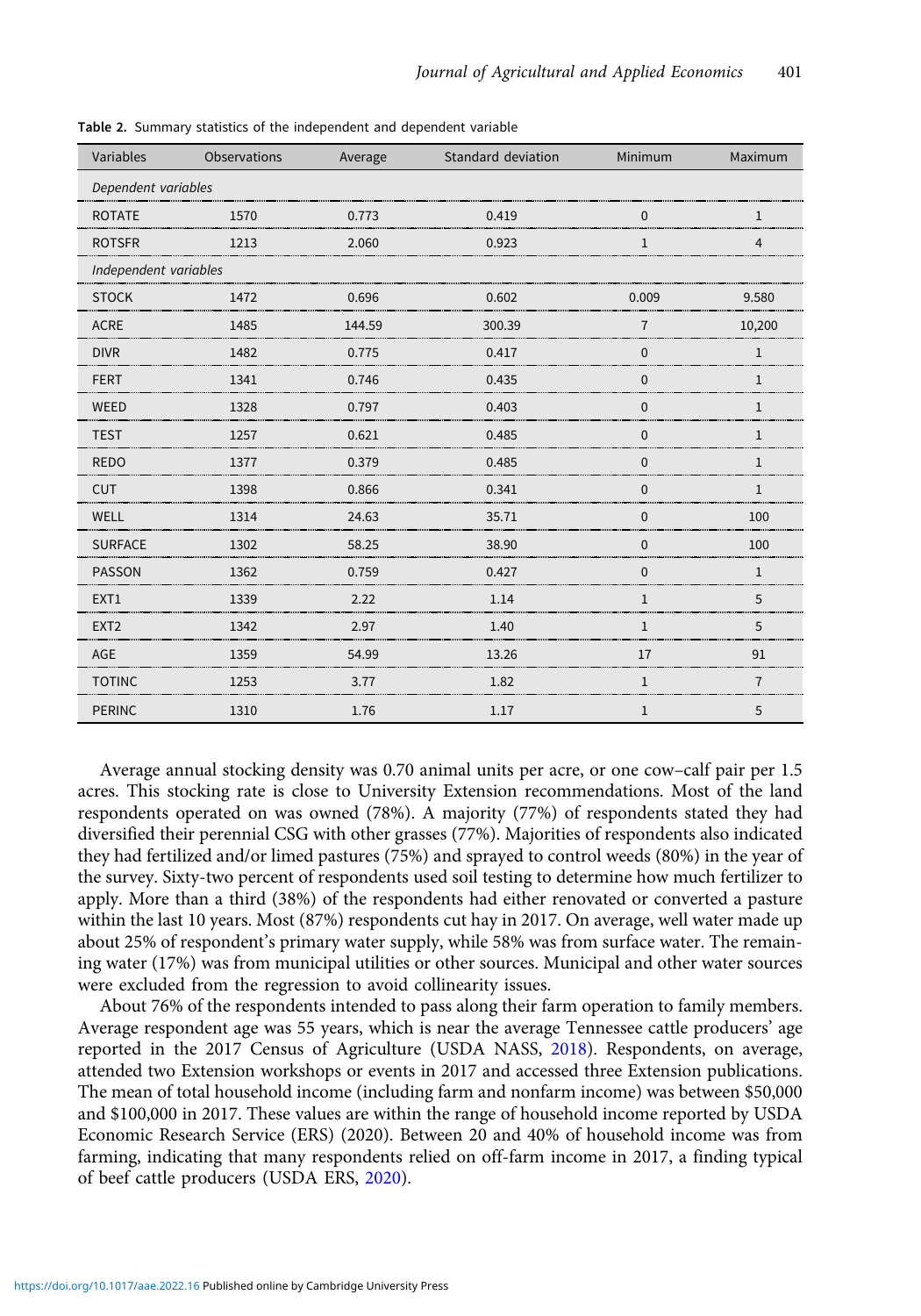**Table 2.** Summary statistics of the independent and dependent variable

| Variables | Observations | Average | Standard deviation | Minimum | Maximum |
|---|---|---|---|---|---|
| *Dependent variables* | | | | | |
| ROTATE | 1570 | 0.773 | 0.419 | 0 | 1 |
| ROTSFR | 1213 | 2.060 | 0.923 | 1 | 4 |
| *Independent variables* | | | | | |
| STOCK | 1472 | 0.696 | 0.602 | 0.009 | 9.580 |
| ACRE | 1485 | 144.59 | 300.39 | 7 | 10,200 |
| DIVR | 1482 | 0.775 | 0.417 | 0 | 1 |
| FERT | 1341 | 0.746 | 0.435 | 0 | 1 |
| WEED | 1328 | 0.797 | 0.403 | 0 | 1 |
| TEST | 1257 | 0.621 | 0.485 | 0 | 1 |
| REDO | 1377 | 0.379 | 0.485 | 0 | 1 |
| CUT | 1398 | 0.866 | 0.341 | 0 | 1 |
| WELL | 1314 | 24.63 | 35.71 | 0 | 100 |
| SURFACE | 1302 | 58.25 | 38.90 | 0 | 100 |
| PASSON | 1362 | 0.759 | 0.427 | 0 | 1 |
| EXT1 | 1339 | 2.22 | 1.14 | 1 | 5 |
| EXT2 | 1342 | 2.97 | 1.40 | 1 | 5 |
| AGE | 1359 | 54.99 | 13.26 | 17 | 91 |
| TOTINC | 1253 | 3.77 | 1.82 | 1 | 7 |
| PERINC | 1310 | 1.76 | 1.17 | 1 | 5 |

Average annual stocking density was 0.70 animal units per acre, or one cow–calf pair per 1.5 acres. This stocking rate is close to University Extension recommendations. Most of the land respondents operated on was owned (78%). A majority (77%) of respondents stated they had diversified their perennial CSG with other grasses (77%). Majorities of respondents also indicated they had fertilized and/or limed pastures (75%) and sprayed to control weeds (80%) in the year of the survey. Sixty-two percent of respondents used soil testing to determine how much fertilizer to apply. More than a third (38%) of the respondents had either renovated or converted a pasture within the last 10 years. Most (87%) respondents cut hay in 2017. On average, well water made up about 25% of respondent's primary water supply, while 58% was from surface water. The remaining water (17%) was from municipal utilities or other sources. Municipal and other water sources were excluded from the regression to avoid collinearity issues.

About 76% of the respondents intended to pass along their farm operation to family members. Average respondent age was 55 years, which is near the average Tennessee cattle producers' age reported in the 2017 Census of Agriculture (USDA NASS, 2018). Respondents, on average, attended two Extension workshops or events in 2017 and accessed three Extension publications. The mean of total household income (including farm and nonfarm income) was between $50,000 and $100,000 in 2017. These values are within the range of household income reported by USDA Economic Research Service (ERS) (2020). Between 20 and 40% of household income was from farming, indicating that many respondents relied on off-farm income in 2017, a finding typical of beef cattle producers (USDA ERS, 2020).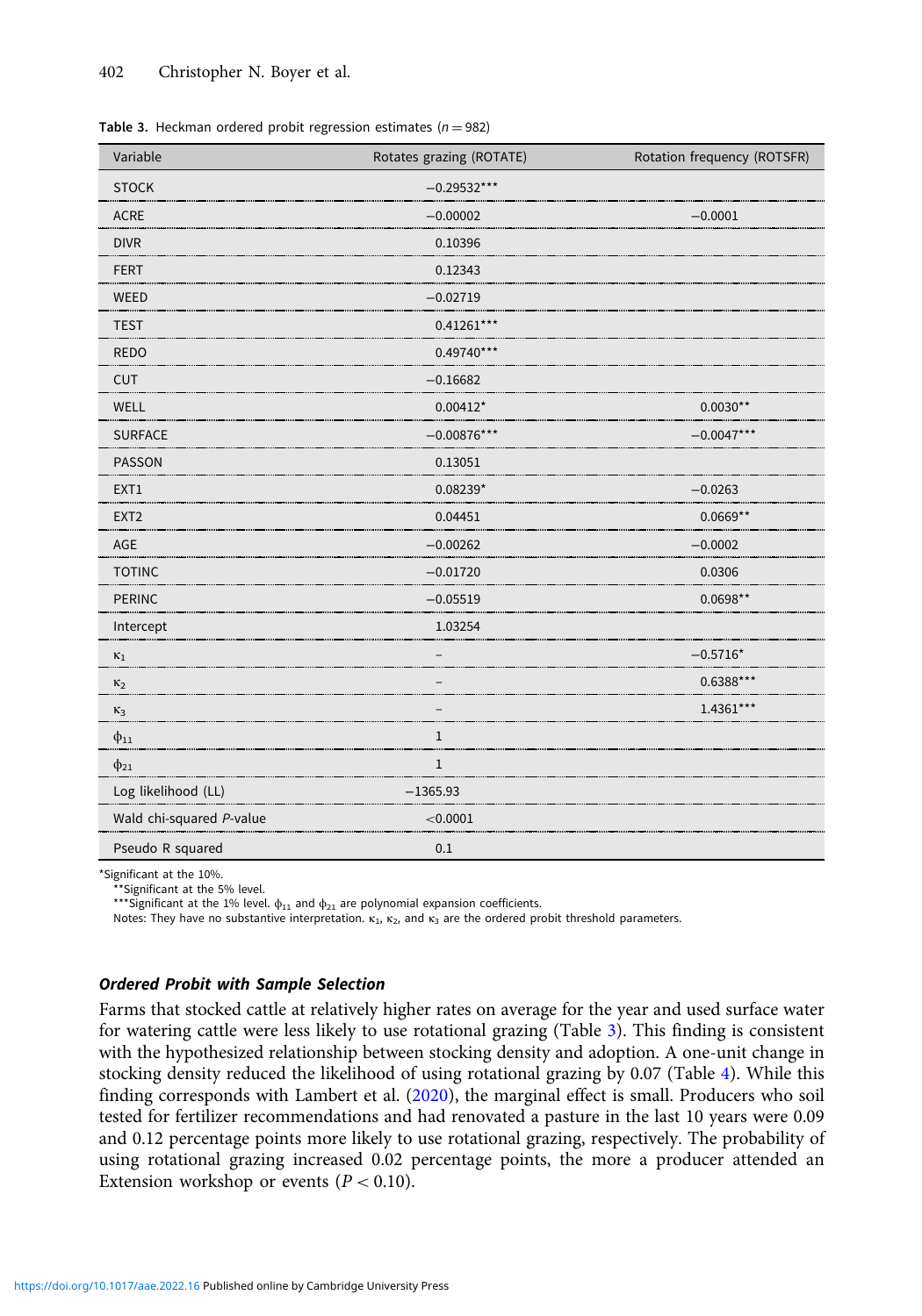**Table 3.** Heckman ordered probit regression estimates ($n = 982$)

| Variable | Rotates grazing (ROTATE) | Rotation frequency (ROTSFR) |
|---|---|---|
| STOCK | −0.29532*** | |
| ACRE | −0.00002 | −0.0001 |
| DIVR | 0.10396 | |
| FERT | 0.12343 | |
| WEED | −0.02719 | |
| TEST | 0.41261*** | |
| REDO | 0.49740*** | |
| CUT | −0.16682 | |
| WELL | 0.00412* | 0.0030** |
| SURFACE | −0.00876*** | −0.0047*** |
| PASSON | 0.13051 | |
| EXT1 | 0.08239* | −0.0263 |
| EXT2 | 0.04451 | 0.0669** |
| AGE | −0.00262 | −0.0002 |
| TOTINC | −0.01720 | 0.0306 |
| PERINC | −0.05519 | 0.0698** |
| Intercept | 1.03254 | |
| $\kappa_1$ | – | −0.5716* |
| $\kappa_2$ | – | 0.6388*** |
| $\kappa_3$ | – | 1.4361*** |
| $\phi_{11}$ | 1 | |
| $\phi_{21}$ | 1 | |
| Log likelihood (LL) | −1365.93 | |
| Wald chi-squared *P*-value | <0.0001 | |
| Pseudo R squared | 0.1 | |

*Significant at the 10%.
**Significant at the 5% level.
***Significant at the 1% level. $\phi_{11}$ and $\phi_{21}$ are polynomial expansion coefficients.
Notes: They have no substantive interpretation. $\kappa_1$, $\kappa_2$, and $\kappa_3$ are the ordered probit threshold parameters.

#### *Ordered Probit with Sample Selection*

Farms that stocked cattle at relatively higher rates on average for the year and used surface water for watering cattle were less likely to use rotational grazing (Table 3). This finding is consistent with the hypothesized relationship between stocking density and adoption. A one-unit change in stocking density reduced the likelihood of using rotational grazing by 0.07 (Table 4). While this finding corresponds with Lambert et al. (2020), the marginal effect is small. Producers who soil tested for fertilizer recommendations and had renovated a pasture in the last 10 years were 0.09 and 0.12 percentage points more likely to use rotational grazing, respectively. The probability of using rotational grazing increased 0.02 percentage points, the more a producer attended an Extension workshop or events ($P < 0.10$).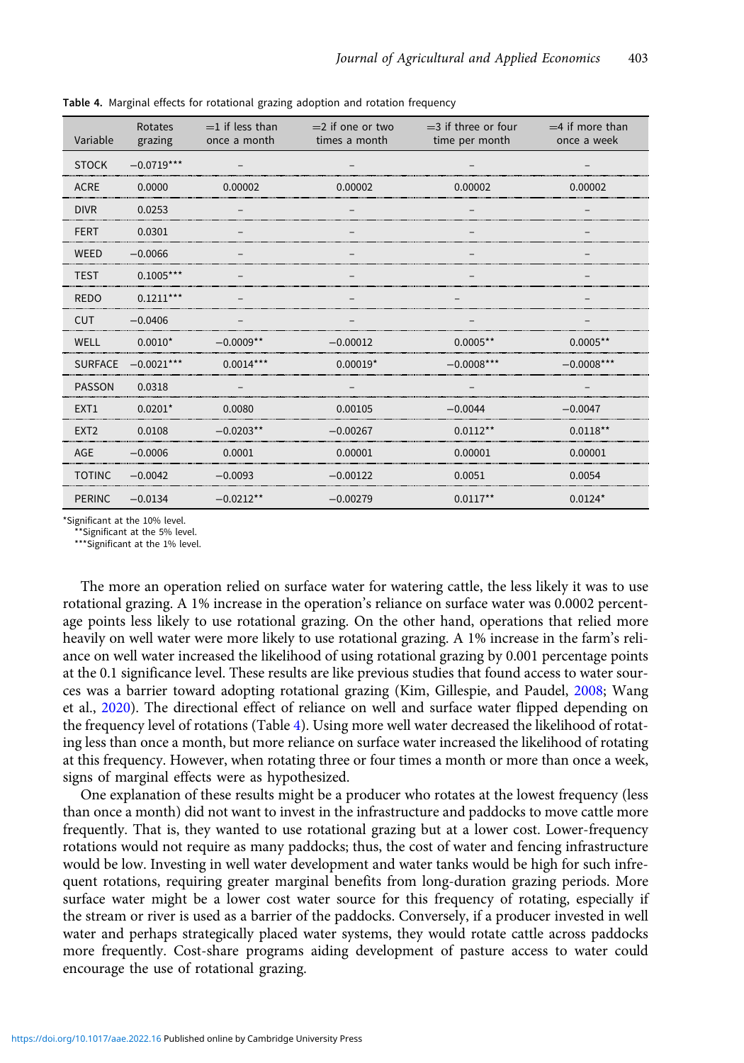**Table 4.** Marginal effects for rotational grazing adoption and rotation frequency

| Variable | Rotates grazing | =1 if less than once a month | =2 if one or two times a month | =3 if three or four time per month | =4 if more than once a week |
|---|---|---|---|---|---|
| STOCK | −0.0719*** | – | – | – | – |
| ACRE | 0.0000 | 0.00002 | 0.00002 | 0.00002 | 0.00002 |
| DIVR | 0.0253 | – | – | – | – |
| FERT | 0.0301 | – | – | – | – |
| WEED | −0.0066 | – | – | – | – |
| TEST | 0.1005*** | – | – | – | – |
| REDO | 0.1211*** | – | – | – | – |
| CUT | −0.0406 | – | – | – | – |
| WELL | 0.0010* | −0.0009** | −0.00012 | 0.0005** | 0.0005** |
| SURFACE | −0.0021*** | 0.0014*** | 0.00019* | −0.0008*** | −0.0008*** |
| PASSON | 0.0318 | – | – | – | – |
| EXT1 | 0.0201* | 0.0080 | 0.00105 | −0.0044 | −0.0047 |
| EXT2 | 0.0108 | −0.0203** | −0.00267 | 0.0112** | 0.0118** |
| AGE | −0.0006 | 0.0001 | 0.00001 | 0.00001 | 0.00001 |
| TOTINC | −0.0042 | −0.0093 | −0.00122 | 0.0051 | 0.0054 |
| PERINC | −0.0134 | −0.0212** | −0.00279 | 0.0117** | 0.0124* |

*Significant at the 10% level.
**Significant at the 5% level.
***Significant at the 1% level.

The more an operation relied on surface water for watering cattle, the less likely it was to use rotational grazing. A 1% increase in the operation's reliance on surface water was 0.0002 percentage points less likely to use rotational grazing. On the other hand, operations that relied more heavily on well water were more likely to use rotational grazing. A 1% increase in the farm's reliance on well water increased the likelihood of using rotational grazing by 0.001 percentage points at the 0.1 significance level. These results are like previous studies that found access to water sources was a barrier toward adopting rotational grazing (Kim, Gillespie, and Paudel, 2008; Wang et al., 2020). The directional effect of reliance on well and surface water flipped depending on the frequency level of rotations (Table 4). Using more well water decreased the likelihood of rotating less than once a month, but more reliance on surface water increased the likelihood of rotating at this frequency. However, when rotating three or four times a month or more than once a week, signs of marginal effects were as hypothesized.

One explanation of these results might be a producer who rotates at the lowest frequency (less than once a month) did not want to invest in the infrastructure and paddocks to move cattle more frequently. That is, they wanted to use rotational grazing but at a lower cost. Lower-frequency rotations would not require as many paddocks; thus, the cost of water and fencing infrastructure would be low. Investing in well water development and water tanks would be high for such infrequent rotations, requiring greater marginal benefits from long-duration grazing periods. More surface water might be a lower cost water source for this frequency of rotating, especially if the stream or river is used as a barrier of the paddocks. Conversely, if a producer invested in well water and perhaps strategically placed water systems, they would rotate cattle across paddocks more frequently. Cost-share programs aiding development of pasture access to water could encourage the use of rotational grazing.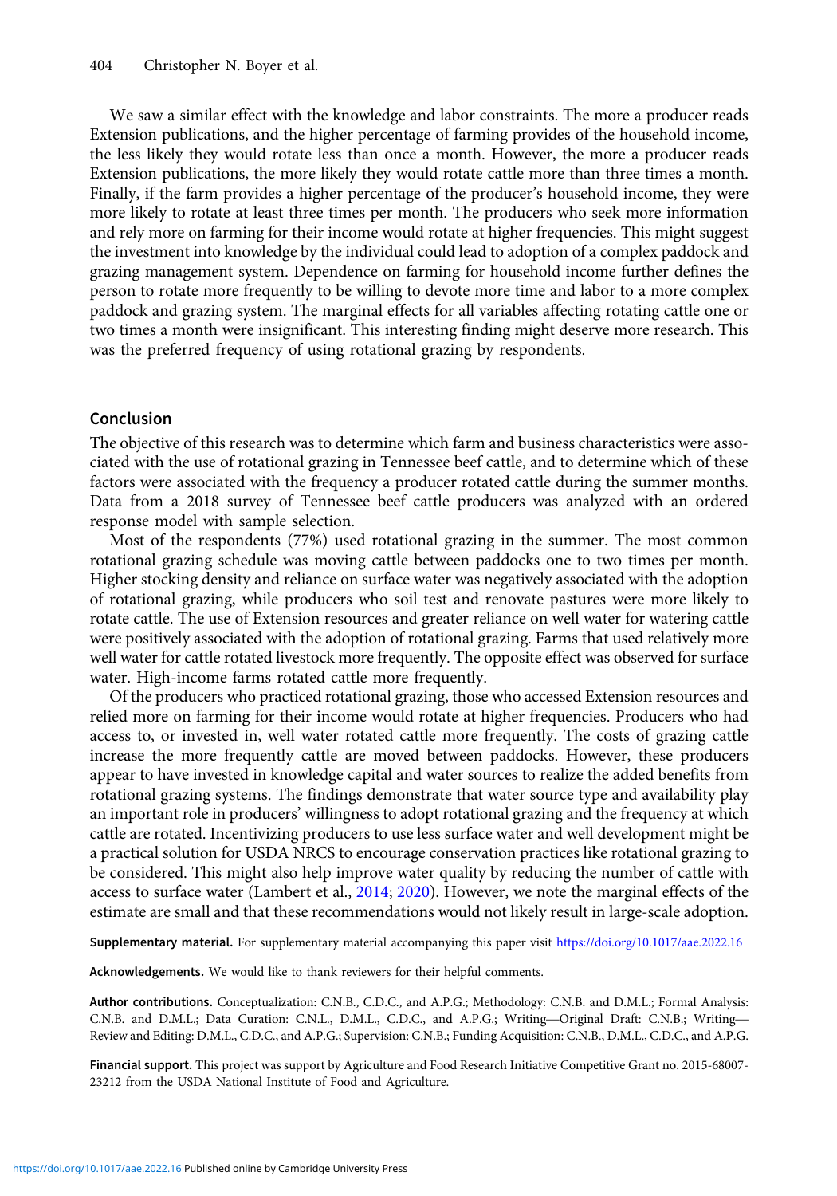We saw a similar effect with the knowledge and labor constraints. The more a producer reads Extension publications, and the higher percentage of farming provides of the household income, the less likely they would rotate less than once a month. However, the more a producer reads Extension publications, the more likely they would rotate cattle more than three times a month. Finally, if the farm provides a higher percentage of the producer's household income, they were more likely to rotate at least three times per month. The producers who seek more information and rely more on farming for their income would rotate at higher frequencies. This might suggest the investment into knowledge by the individual could lead to adoption of a complex paddock and grazing management system. Dependence on farming for household income further defines the person to rotate more frequently to be willing to devote more time and labor to a more complex paddock and grazing system. The marginal effects for all variables affecting rotating cattle one or two times a month were insignificant. This interesting finding might deserve more research. This was the preferred frequency of using rotational grazing by respondents.

## Conclusion

The objective of this research was to determine which farm and business characteristics were associated with the use of rotational grazing in Tennessee beef cattle, and to determine which of these factors were associated with the frequency a producer rotated cattle during the summer months. Data from a 2018 survey of Tennessee beef cattle producers was analyzed with an ordered response model with sample selection.

Most of the respondents (77%) used rotational grazing in the summer. The most common rotational grazing schedule was moving cattle between paddocks one to two times per month. Higher stocking density and reliance on surface water was negatively associated with the adoption of rotational grazing, while producers who soil test and renovate pastures were more likely to rotate cattle. The use of Extension resources and greater reliance on well water for watering cattle were positively associated with the adoption of rotational grazing. Farms that used relatively more well water for cattle rotated livestock more frequently. The opposite effect was observed for surface water. High-income farms rotated cattle more frequently.

Of the producers who practiced rotational grazing, those who accessed Extension resources and relied more on farming for their income would rotate at higher frequencies. Producers who had access to, or invested in, well water rotated cattle more frequently. The costs of grazing cattle increase the more frequently cattle are moved between paddocks. However, these producers appear to have invested in knowledge capital and water sources to realize the added benefits from rotational grazing systems. The findings demonstrate that water source type and availability play an important role in producers' willingness to adopt rotational grazing and the frequency at which cattle are rotated. Incentivizing producers to use less surface water and well development might be a practical solution for USDA NRCS to encourage conservation practices like rotational grazing to be considered. This might also help improve water quality by reducing the number of cattle with access to surface water (Lambert et al., 2014; 2020). However, we note the marginal effects of the estimate are small and that these recommendations would not likely result in large-scale adoption.

**Supplementary material.** For supplementary material accompanying this paper visit https://doi.org/10.1017/aae.2022.16

**Acknowledgements.** We would like to thank reviewers for their helpful comments.

**Author contributions.** Conceptualization: C.N.B., C.D.C., and A.P.G.; Methodology: C.N.B. and D.M.L.; Formal Analysis: C.N.B. and D.M.L.; Data Curation: C.N.L., D.M.L., C.D.C., and A.P.G.; Writing—Original Draft: C.N.B.; Writing—Review and Editing: D.M.L., C.D.C., and A.P.G.; Supervision: C.N.B.; Funding Acquisition: C.N.B., D.M.L., C.D.C., and A.P.G.

**Financial support.** This project was support by Agriculture and Food Research Initiative Competitive Grant no. 2015-68007-23212 from the USDA National Institute of Food and Agriculture.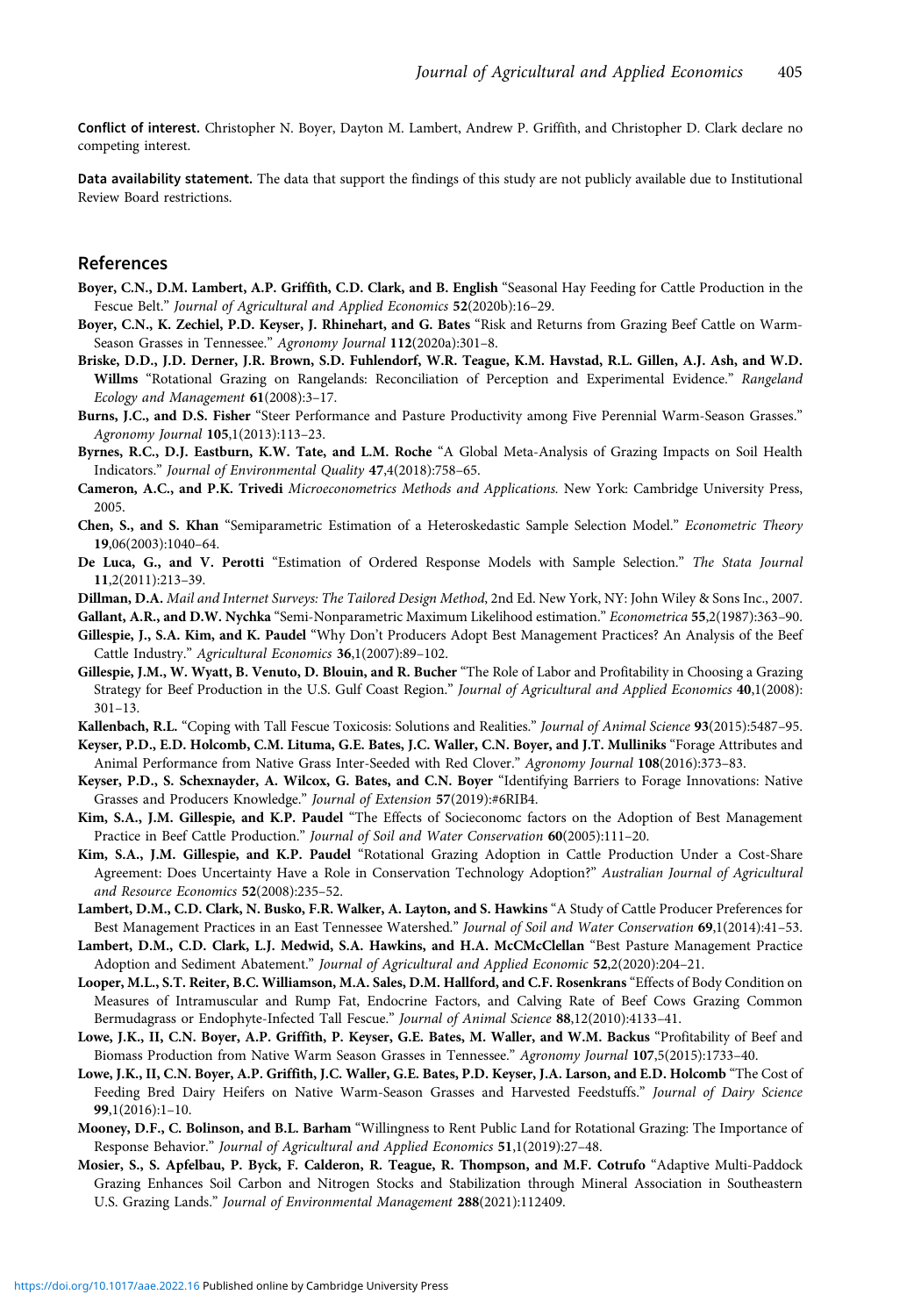**Conflict of interest.** Christopher N. Boyer, Dayton M. Lambert, Andrew P. Griffith, and Christopher D. Clark declare no competing interest.

**Data availability statement.** The data that support the findings of this study are not publicly available due to Institutional Review Board restrictions.

## References

**Boyer, C.N., D.M. Lambert, A.P. Griffith, C.D. Clark, and B. English** "Seasonal Hay Feeding for Cattle Production in the Fescue Belt." *Journal of Agricultural and Applied Economics* **52**(2020b):16–29.

**Boyer, C.N., K. Zechiel, P.D. Keyser, J. Rhinehart, and G. Bates** "Risk and Returns from Grazing Beef Cattle on Warm-Season Grasses in Tennessee." *Agronomy Journal* **112**(2020a):301–8.

**Briske, D.D., J.D. Derner, J.R. Brown, S.D. Fuhlendorf, W.R. Teague, K.M. Havstad, R.L. Gillen, A.J. Ash, and W.D. Willms** "Rotational Grazing on Rangelands: Reconciliation of Perception and Experimental Evidence." *Rangeland Ecology and Management* **61**(2008):3–17.

**Burns, J.C., and D.S. Fisher** "Steer Performance and Pasture Productivity among Five Perennial Warm-Season Grasses." *Agronomy Journal* **105**,1(2013):113–23.

**Byrnes, R.C., D.J. Eastburn, K.W. Tate, and L.M. Roche** "A Global Meta-Analysis of Grazing Impacts on Soil Health Indicators." *Journal of Environmental Quality* **47**,4(2018):758–65.

**Cameron, A.C., and P.K. Trivedi** *Microeconometrics Methods and Applications*. New York: Cambridge University Press, 2005.

**Chen, S., and S. Khan** "Semiparametric Estimation of a Heteroskedastic Sample Selection Model." *Econometric Theory* **19**,06(2003):1040–64.

**De Luca, G., and V. Perotti** "Estimation of Ordered Response Models with Sample Selection." *The Stata Journal* **11**,2(2011):213–39.

**Dillman, D.A.** *Mail and Internet Surveys: The Tailored Design Method*, 2nd Ed. New York, NY: John Wiley & Sons Inc., 2007.

**Gallant, A.R., and D.W. Nychka** "Semi-Nonparametric Maximum Likelihood estimation." *Econometrica* **55**,2(1987):363–90.

**Gillespie, J., S.A. Kim, and K. Paudel** "Why Don't Producers Adopt Best Management Practices? An Analysis of the Beef Cattle Industry." *Agricultural Economics* **36**,1(2007):89–102.

**Gillespie, J.M., W. Wyatt, B. Venuto, D. Blouin, and R. Bucher** "The Role of Labor and Profitability in Choosing a Grazing Strategy for Beef Production in the U.S. Gulf Coast Region." *Journal of Agricultural and Applied Economics* **40**,1(2008): 301–13.

**Kallenbach, R.L.** "Coping with Tall Fescue Toxicosis: Solutions and Realities." *Journal of Animal Science* **93**(2015):5487–95.

**Keyser, P.D., E.D. Holcomb, C.M. Lituma, G.E. Bates, J.C. Waller, C.N. Boyer, and J.T. Mulliniks** "Forage Attributes and Animal Performance from Native Grass Inter-Seeded with Red Clover." *Agronomy Journal* **108**(2016):373–83.

**Keyser, P.D., S. Schexnayder, A. Wilcox, G. Bates, and C.N. Boyer** "Identifying Barriers to Forage Innovations: Native Grasses and Producers Knowledge." *Journal of Extension* **57**(2019):#6RIB4.

**Kim, S.A., J.M. Gillespie, and K.P. Paudel** "The Effects of Socieconomc factors on the Adoption of Best Management Practice in Beef Cattle Production." *Journal of Soil and Water Conservation* **60**(2005):111–20.

**Kim, S.A., J.M. Gillespie, and K.P. Paudel** "Rotational Grazing Adoption in Cattle Production Under a Cost-Share Agreement: Does Uncertainty Have a Role in Conservation Technology Adoption?" *Australian Journal of Agricultural and Resource Economics* **52**(2008):235–52.

**Lambert, D.M., C.D. Clark, N. Busko, F.R. Walker, A. Layton, and S. Hawkins** "A Study of Cattle Producer Preferences for Best Management Practices in an East Tennessee Watershed." *Journal of Soil and Water Conservation* **69**,1(2014):41–53.

**Lambert, D.M., C.D. Clark, L.J. Medwid, S.A. Hawkins, and H.A. McCMcClellan** "Best Pasture Management Practice Adoption and Sediment Abatement." *Journal of Agricultural and Applied Economic* **52**,2(2020):204–21.

**Looper, M.L., S.T. Reiter, B.C. Williamson, M.A. Sales, D.M. Hallford, and C.F. Rosenkrans** "Effects of Body Condition on Measures of Intramuscular and Rump Fat, Endocrine Factors, and Calving Rate of Beef Cows Grazing Common Bermudagrass or Endophyte-Infected Tall Fescue." *Journal of Animal Science* **88**,12(2010):4133–41.

**Lowe, J.K., II, C.N. Boyer, A.P. Griffith, P. Keyser, G.E. Bates, M. Waller, and W.M. Backus** "Profitability of Beef and Biomass Production from Native Warm Season Grasses in Tennessee." *Agronomy Journal* **107**,5(2015):1733–40.

**Lowe, J.K., II, C.N. Boyer, A.P. Griffith, J.C. Waller, G.E. Bates, P.D. Keyser, J.A. Larson, and E.D. Holcomb** "The Cost of Feeding Bred Dairy Heifers on Native Warm-Season Grasses and Harvested Feedstuffs." *Journal of Dairy Science* **99**,1(2016):1–10.

**Mooney, D.F., C. Bolinson, and B.L. Barham** "Willingness to Rent Public Land for Rotational Grazing: The Importance of Response Behavior." *Journal of Agricultural and Applied Economics* **51**,1(2019):27–48.

**Mosier, S., S. Apfelbau, P. Byck, F. Calderon, R. Teague, R. Thompson, and M.F. Cotrufo** "Adaptive Multi-Paddock Grazing Enhances Soil Carbon and Nitrogen Stocks and Stabilization through Mineral Association in Southeastern U.S. Grazing Lands." *Journal of Environmental Management* **288**(2021):112409.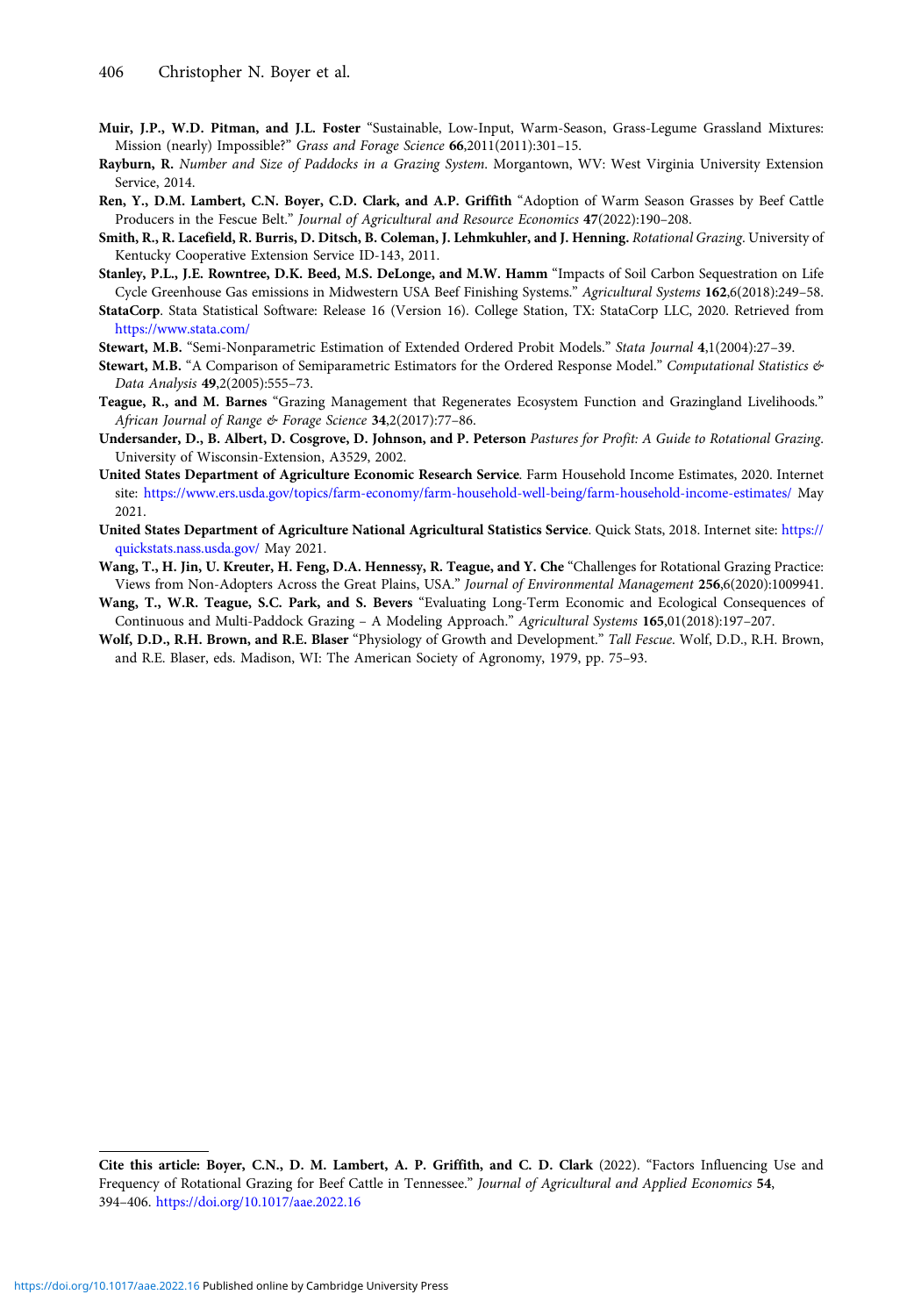**Muir, J.P., W.D. Pitman, and J.L. Foster** "Sustainable, Low-Input, Warm-Season, Grass-Legume Grassland Mixtures: Mission (nearly) Impossible?" *Grass and Forage Science* **66**,2011(2011):301–15.

**Rayburn, R.** *Number and Size of Paddocks in a Grazing System*. Morgantown, WV: West Virginia University Extension Service, 2014.

**Ren, Y., D.M. Lambert, C.N. Boyer, C.D. Clark, and A.P. Griffith** "Adoption of Warm Season Grasses by Beef Cattle Producers in the Fescue Belt." *Journal of Agricultural and Resource Economics* **47**(2022):190–208.

**Smith, R., R. Lacefield, R. Burris, D. Ditsch, B. Coleman, J. Lehmkuhler, and J. Henning.** *Rotational Grazing*. University of Kentucky Cooperative Extension Service ID-143, 2011.

**Stanley, P.L., J.E. Rowntree, D.K. Beed, M.S. DeLonge, and M.W. Hamm** "Impacts of Soil Carbon Sequestration on Life Cycle Greenhouse Gas emissions in Midwestern USA Beef Finishing Systems." *Agricultural Systems* **162**,6(2018):249–58.

**StataCorp**. Stata Statistical Software: Release 16 (Version 16). College Station, TX: StataCorp LLC, 2020. Retrieved from https://www.stata.com/

**Stewart, M.B.** "Semi-Nonparametric Estimation of Extended Ordered Probit Models." *Stata Journal* **4**,1(2004):27–39.

**Stewart, M.B.** "A Comparison of Semiparametric Estimators for the Ordered Response Model." *Computational Statistics & Data Analysis* **49**,2(2005):555–73.

**Teague, R., and M. Barnes** "Grazing Management that Regenerates Ecosystem Function and Grazingland Livelihoods." *African Journal of Range & Forage Science* **34**,2(2017):77–86.

**Undersander, D., B. Albert, D. Cosgrove, D. Johnson, and P. Peterson** *Pastures for Profit: A Guide to Rotational Grazing*. University of Wisconsin-Extension, A3529, 2002.

**United States Department of Agriculture Economic Research Service**. Farm Household Income Estimates, 2020. Internet site: https://www.ers.usda.gov/topics/farm-economy/farm-household-well-being/farm-household-income-estimates/ May 2021.

**United States Department of Agriculture National Agricultural Statistics Service**. Quick Stats, 2018. Internet site: https://quickstats.nass.usda.gov/ May 2021.

**Wang, T., H. Jin, U. Kreuter, H. Feng, D.A. Hennessy, R. Teague, and Y. Che** "Challenges for Rotational Grazing Practice: Views from Non-Adopters Across the Great Plains, USA." *Journal of Environmental Management* **256**,6(2020):1009941.

**Wang, T., W.R. Teague, S.C. Park, and S. Bevers** "Evaluating Long-Term Economic and Ecological Consequences of Continuous and Multi-Paddock Grazing – A Modeling Approach." *Agricultural Systems* **165**,01(2018):197–207.

**Wolf, D.D., R.H. Brown, and R.E. Blaser** "Physiology of Growth and Development." *Tall Fescue*. Wolf, D.D., R.H. Brown, and R.E. Blaser, eds. Madison, WI: The American Society of Agronomy, 1979, pp. 75–93.

---

**Cite this article: Boyer, C.N., D. M. Lambert, A. P. Griffith, and C. D. Clark** (2022). "Factors Influencing Use and Frequency of Rotational Grazing for Beef Cattle in Tennessee." *Journal of Agricultural and Applied Economics* **54**, 394–406. https://doi.org/10.1017/aae.2022.16